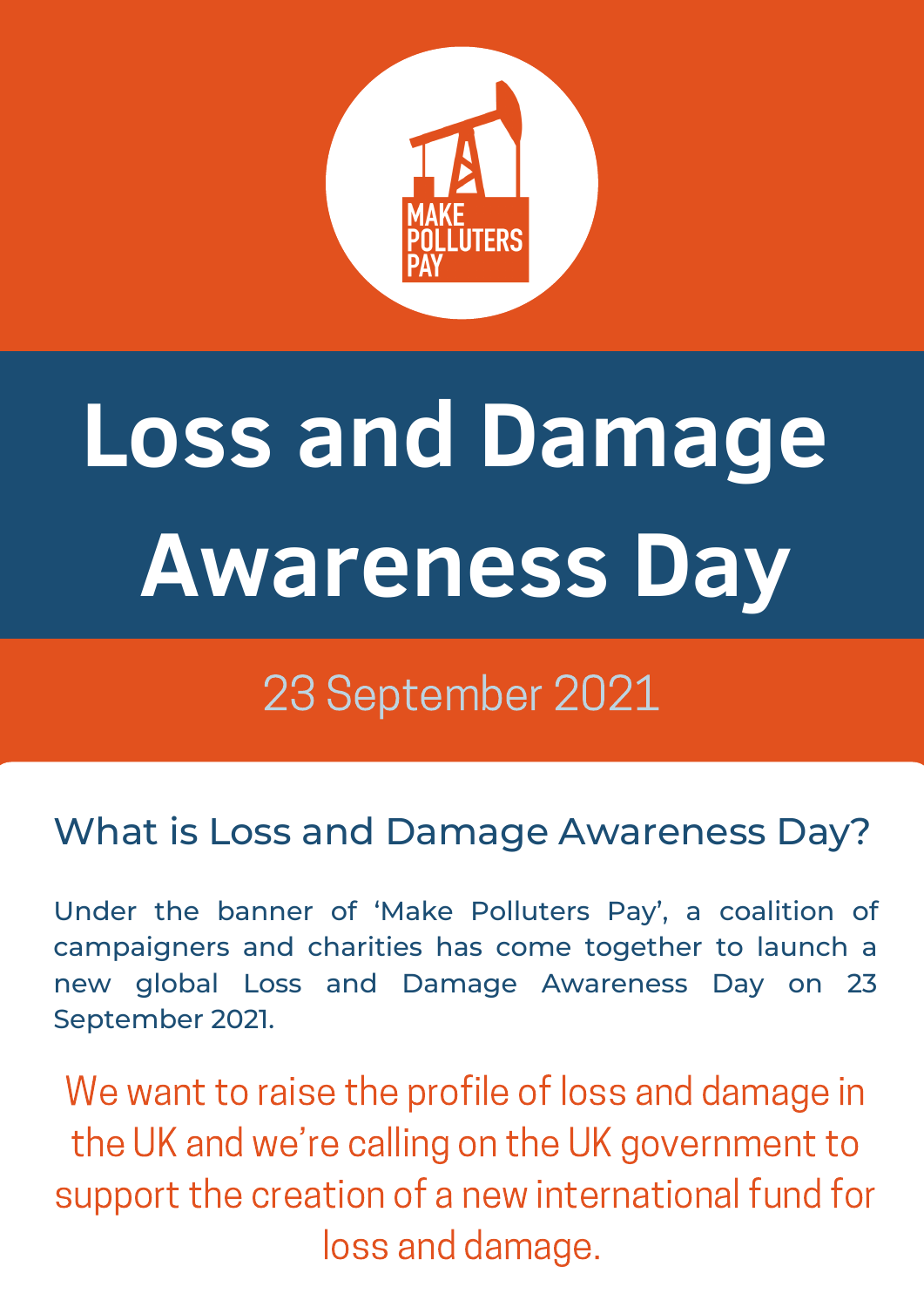MAKE POLLUTERS PAY

# Loss and Damage Awareness Day

23 September 2021

## What is Loss and Damage Awareness Day?

Under the banner of 'Make Polluters Pay', a coalition of campaigners and charities has come together to launch a new global Loss and Damage Awareness Day on 23 September 2021.

We want to raise the profile of loss and damage in the UK and we're calling on the UK government to support the creation of a new international fund for loss and damage.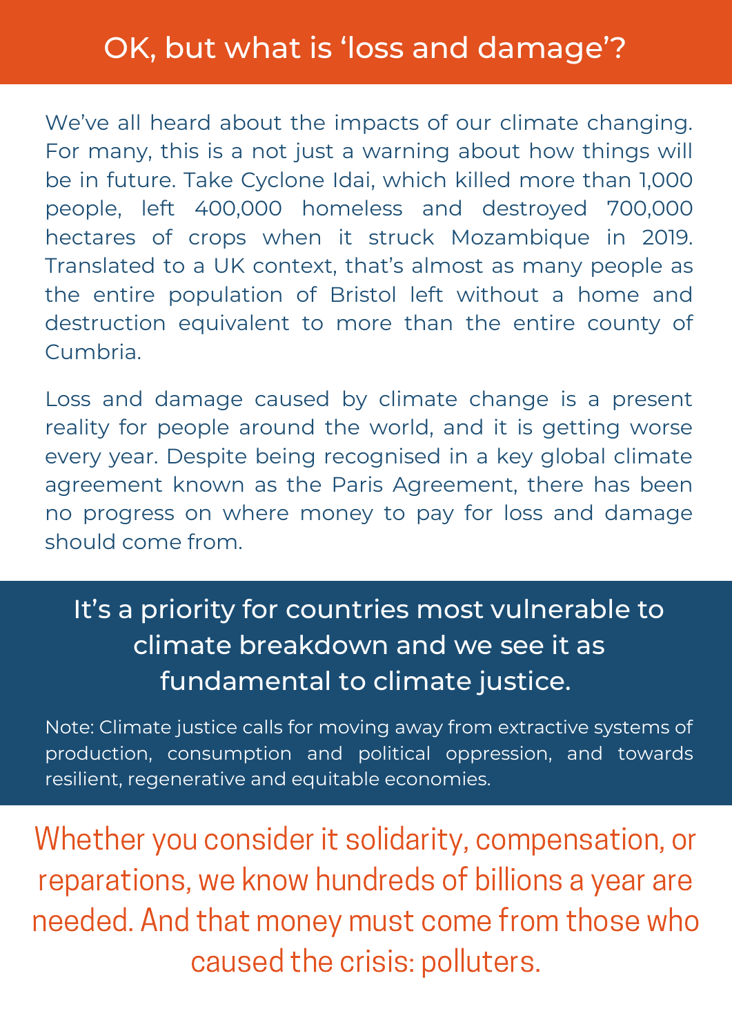# OK, but what is 'loss and damage'?

We've all heard about the impacts of our climate changing. For many, this is a not just a warning about how things will be in future. Take Cyclone Idai, which killed more than 1,000 people, left 400,000 homeless and destroyed 700,000 hectares of crops when it struck Mozambique in 2019. Translated to a UK context, that's almost as many people as the entire population of Bristol left without a home and destruction equivalent to more than the entire county of Cumbria.

Loss and damage caused by climate change is a present reality for people around the world, and it is getting worse every year. Despite being recognised in a key global climate agreement known as the Paris Agreement, there has been no progress on where money to pay for loss and damage should come from.

## It's a priority for countries most vulnerable to climate breakdown and we see it as fundamental to climate justice.

Note: Climate justice calls for moving away from extractive systems of production, consumption and political oppression, and towards resilient, regenerative and equitable economies.

Whether you consider it solidarity, compensation, or reparations, we know hundreds of billions a year are needed. And that money must come from those who caused the crisis: polluters.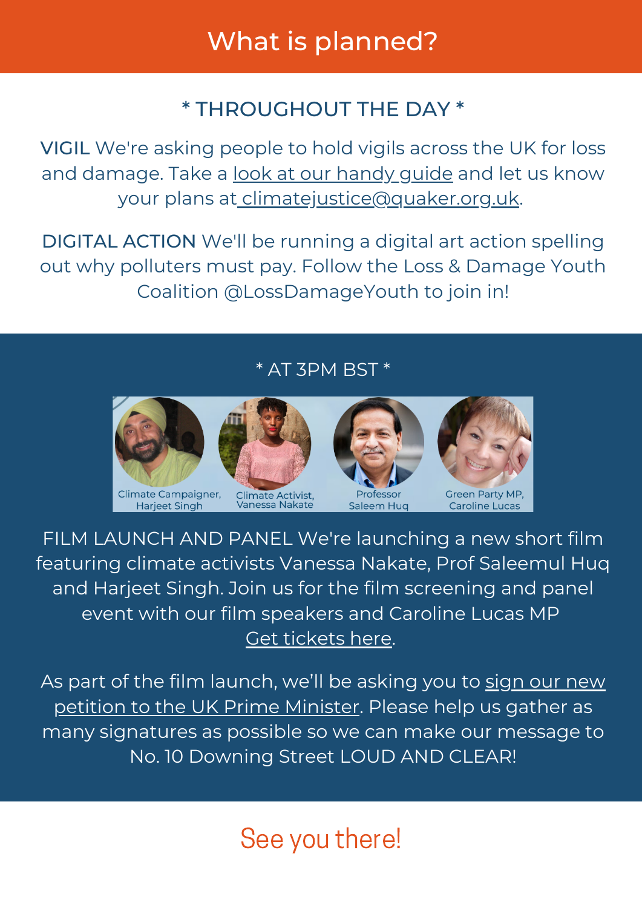# What is planned?

## * THROUGHOUT THE DAY *

**VIGIL** We're asking people to hold vigils across the UK for loss and damage. Take a look at our handy guide and let us know your plans at climatejustice@quaker.org.uk.

**DIGITAL ACTION** We'll be running a digital art action spelling out why polluters must pay. Follow the Loss & Damage Youth Coalition @LossDamageYouth to join in!

## * AT 3PM BST *

Climate Campaigner, Harjeet Singh | Climate Activist, Vanessa Nakate | Professor Saleem Huq | Green Party MP, Caroline Lucas

**FILM LAUNCH AND PANEL** We're launching a new short film featuring climate activists Vanessa Nakate, Prof Saleemul Huq and Harjeet Singh. Join us for the film screening and panel event with our film speakers and Caroline Lucas MP
Get tickets here.

As part of the film launch, we'll be asking you to sign our new petition to the UK Prime Minister. Please help us gather as many signatures as possible so we can make our message to No. 10 Downing Street LOUD AND CLEAR!

## See you there!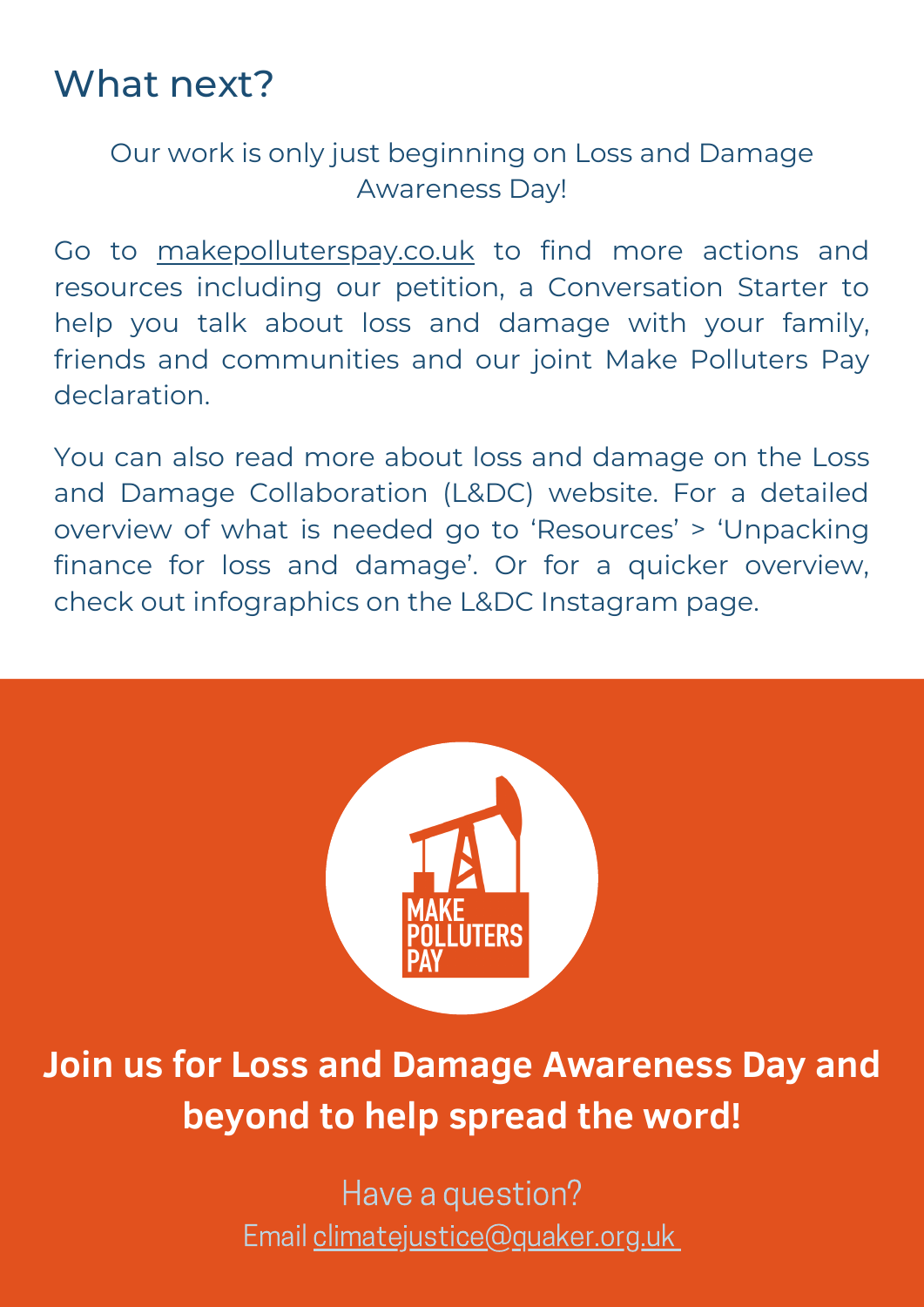## What next?

Our work is only just beginning on Loss and Damage Awareness Day!

Go to makepolluterspay.co.uk to find more actions and resources including our petition, a Conversation Starter to help you talk about loss and damage with your family, friends and communities and our joint Make Polluters Pay declaration.

You can also read more about loss and damage on the Loss and Damage Collaboration (L&DC) website. For a detailed overview of what is needed go to 'Resources' > 'Unpacking finance for loss and damage'. Or for a quicker overview, check out infographics on the L&DC Instagram page.

MAKE POLLUTERS PAY

**Join us for Loss and Damage Awareness Day and beyond to help spread the word!**

Have a question?
Email climatejustice@quaker.org.uk